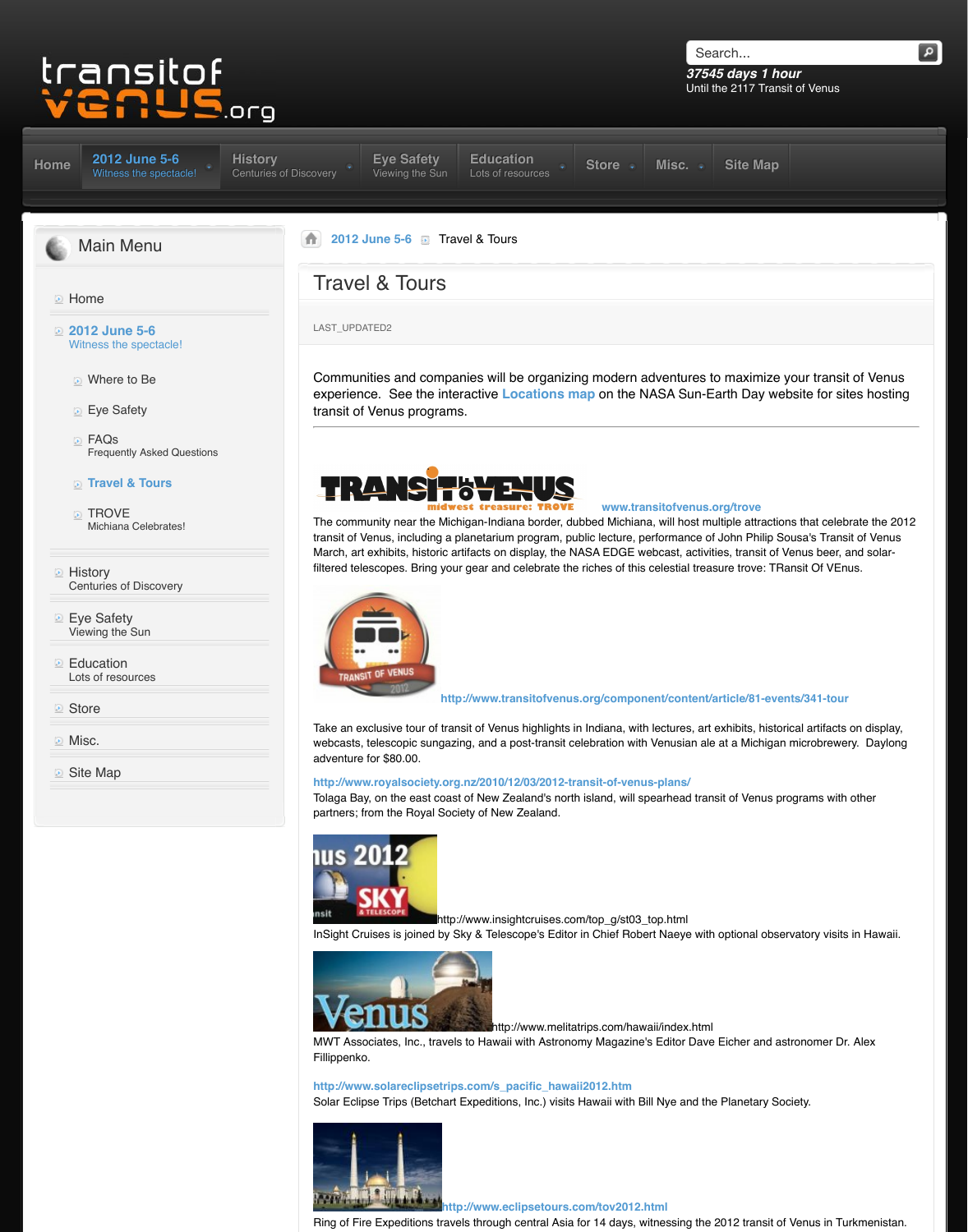transitofvenus.org

Search...

*37545 days 1 hour*
Until the 2117 Transit of Venus

Home | 2012 June 5-6 Witness the spectacle! | History Centuries of Discovery | Eye Safety Viewing the Sun | Education Lots of resources | Store | Misc. | Site Map

## Main Menu

- Home
- 2012 June 5-6 Witness the spectacle!
  - Where to Be
  - Eye Safety
  - FAQs Frequently Asked Questions
  - Travel & Tours
  - TROVE Michiana Celebrates!
- History Centuries of Discovery
- Eye Safety Viewing the Sun
- Education Lots of resources
- Store
- Misc.
- Site Map

2012 June 5-6 › Travel & Tours

# Travel & Tours

LAST_UPDATED2

Communities and companies will be organizing modern adventures to maximize your transit of Venus experience. See the interactive **Locations map** on the NASA Sun-Earth Day website for sites hosting transit of Venus programs.

---

TRANSIT OF VENUS midwest treasure: TROVE www.transitofvenus.org/trove

The community near the Michigan-Indiana border, dubbed Michiana, will host multiple attractions that celebrate the 2012 transit of Venus, including a planetarium program, public lecture, performance of John Philip Sousa's Transit of Venus March, art exhibits, historic artifacts on display, the NASA EDGE webcast, activities, transit of Venus beer, and solar-filtered telescopes. Bring your gear and celebrate the riches of this celestial treasure trove: TRansit Of VEnus.

http://www.transitofvenus.org/component/content/article/81-events/341-tour

Take an exclusive tour of transit of Venus highlights in Indiana, with lectures, art exhibits, historical artifacts on display, webcasts, telescopic sungazing, and a post-transit celebration with Venusian ale at a Michigan microbrewery. Daylong adventure for $80.00.

http://www.royalsociety.org.nz/2010/12/03/2012-transit-of-venus-plans/
Tolaga Bay, on the east coast of New Zealand's north island, will spearhead transit of Venus programs with other partners; from the Royal Society of New Zealand.

http://www.insightcruises.com/top_g/st03_top.html
InSight Cruises is joined by Sky & Telescope's Editor in Chief Robert Naeye with optional observatory visits in Hawaii.

http://www.melitatrips.com/hawaii/index.html
MWT Associates, Inc., travels to Hawaii with Astronomy Magazine's Editor Dave Eicher and astronomer Dr. Alex Fillippenko.

http://www.solareclipsetrips.com/s_pacific_hawaii2012.htm
Solar Eclipse Trips (Betchart Expeditions, Inc.) visits Hawaii with Bill Nye and the Planetary Society.

http://www.eclipsetours.com/tov2012.html
Ring of Fire Expeditions travels through central Asia for 14 days, witnessing the 2012 transit of Venus in Turkmenistan.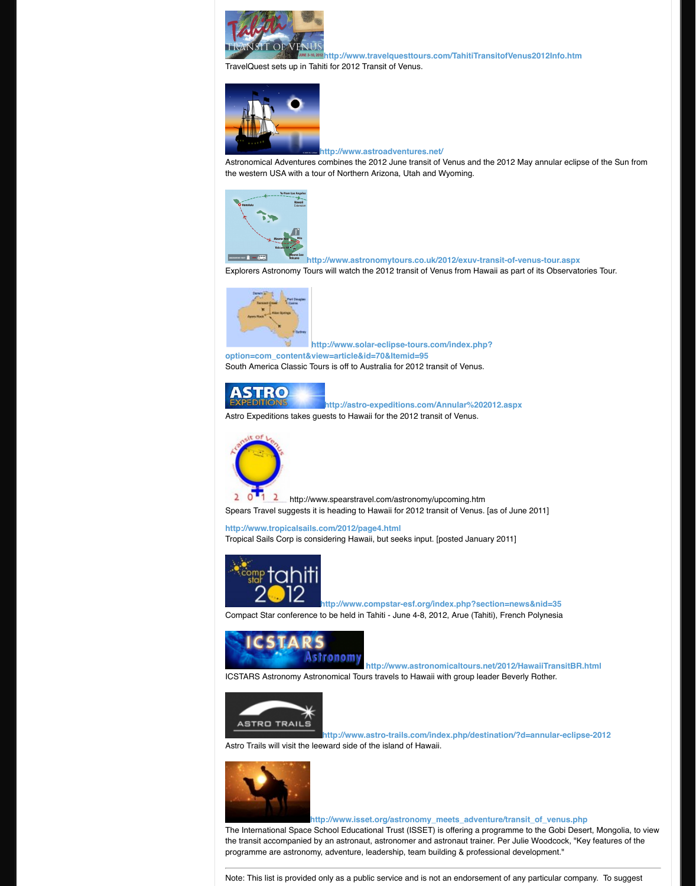http://www.travelquesttours.com/TahitiTransitofVenus2012Info.htm
TravelQuest sets up in Tahiti for 2012 Transit of Venus.

http://www.astroadventures.net/
Astronomical Adventures combines the 2012 June transit of Venus and the 2012 May annular eclipse of the Sun from the western USA with a tour of Northern Arizona, Utah and Wyoming.

http://www.astronomytours.co.uk/2012/exuv-transit-of-venus-tour.aspx
Explorers Astronomy Tours will watch the 2012 transit of Venus from Hawaii as part of its Observatories Tour.

http://www.solar-eclipse-tours.com/index.php?option=com_content&view=article&id=70&Itemid=95
South America Classic Tours is off to Australia for 2012 transit of Venus.

http://astro-expeditions.com/Annular%202012.aspx
Astro Expeditions takes guests to Hawaii for the 2012 transit of Venus.

http://www.spearstravel.com/astronomy/upcoming.htm
Spears Travel suggests it is heading to Hawaii for 2012 transit of Venus. [as of June 2011]

http://www.tropicalsails.com/2012/page4.html
Tropical Sails Corp is considering Hawaii, but seeks input. [posted January 2011]

http://www.compstar-esf.org/index.php?section=news&nid=35
Compact Star conference to be held in Tahiti - June 4-8, 2012, Arue (Tahiti), French Polynesia

http://www.astronomicaltours.net/2012/HawaiiTransitBR.html
ICSTARS Astronomy Astronomical Tours travels to Hawaii with group leader Beverly Rother.

http://www.astro-trails.com/index.php/destination/?d=annular-eclipse-2012
Astro Trails will visit the leeward side of the island of Hawaii.

http://www.isset.org/astronomy_meets_adventure/transit_of_venus.php
The International Space School Educational Trust (ISSET) is offering a programme to the Gobi Desert, Mongolia, to view the transit accompanied by an astronaut, astronomer and astronaut trainer. Per Julie Woodcock, "Key features of the programme are astronomy, adventure, leadership, team building & professional development."

---

Note: This list is provided only as a public service and is not an endorsement of any particular company. To suggest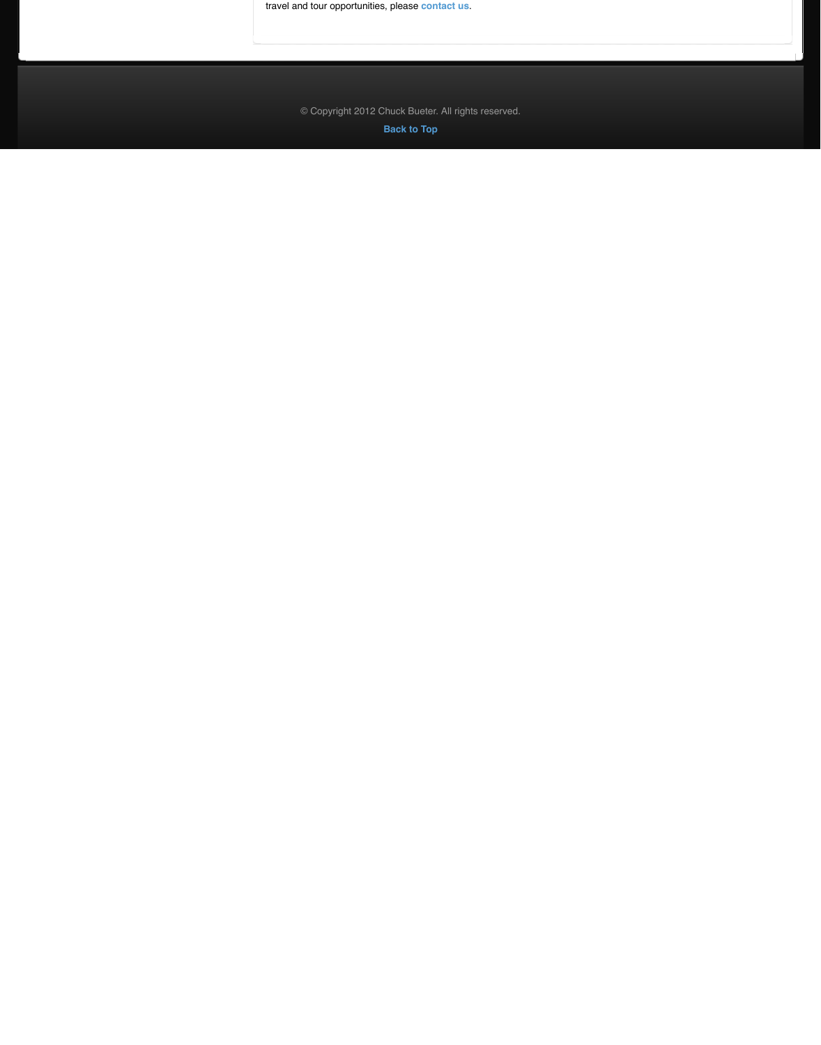travel and tour opportunities, please **contact us**.

© Copyright 2012 Chuck Bueter. All rights reserved.

**Back to Top**